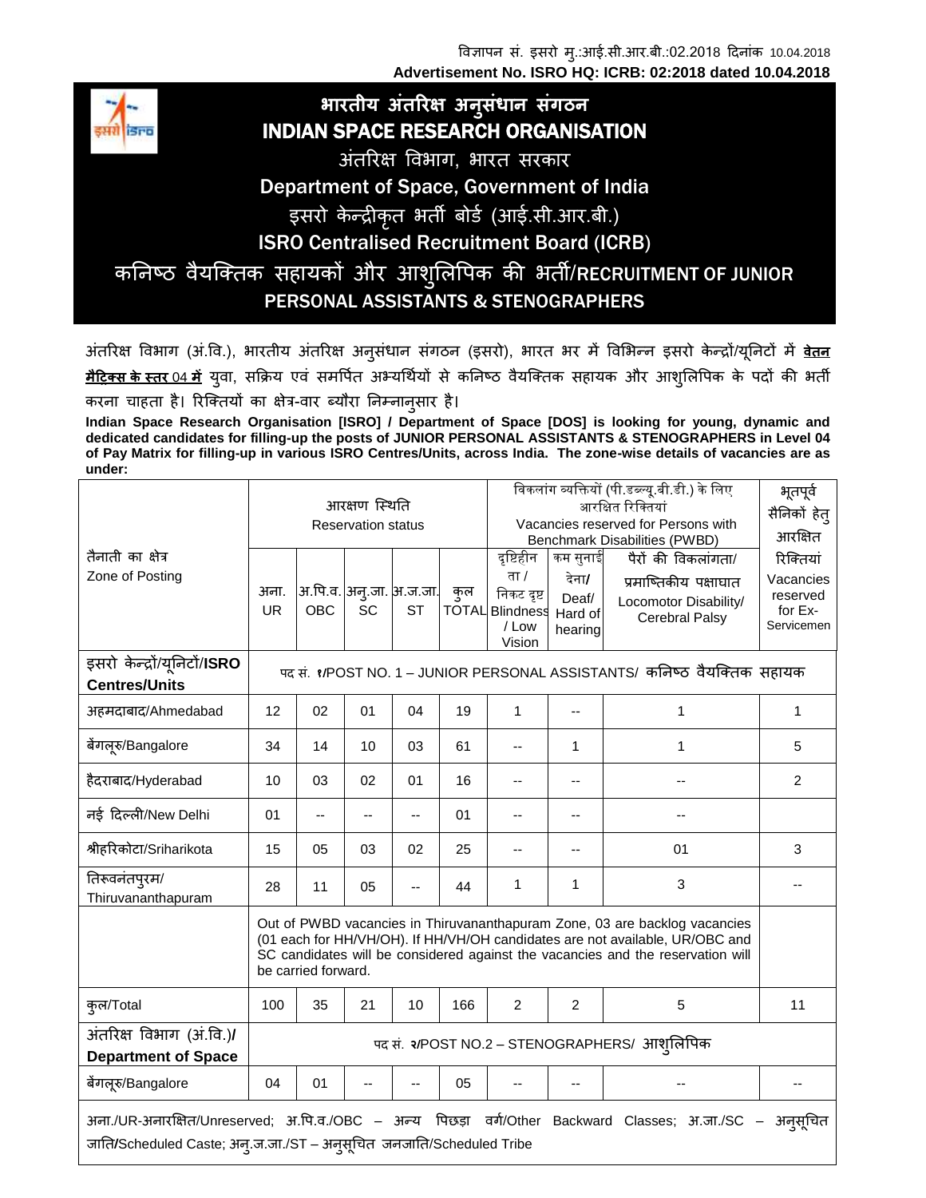विज्ञापन सं. इसरो मु.:आई.सी.आर.बी.:02.2018 दिनांक 10.04.2018
**Advertisement No. ISRO HQ: ICRB: 02:2018 dated 10.04.2018**

# भारतीय अंतरिक्ष अनुसंधान संगठन
# INDIAN SPACE RESEARCH ORGANISATION

## अंतरिक्ष विभाग, भारत सरकार
## Department of Space, Government of India

## इसरो केन्द्रीकृत भर्ती बोर्ड (आई.सी.आर.बी.)
## ISRO Centralised Recruitment Board (ICRB)

## कनिष्ठ वैयक्तिक सहायकों और आशुलिपिक की भर्ती/RECRUITMENT OF JUNIOR PERSONAL ASSISTANTS & STENOGRAPHERS

अंतरिक्ष विभाग (अं.वि.), भारतीय अंतरिक्ष अनुसंधान संगठन (इसरो), भारत भर में विभिन्न इसरो केन्द्रों/यूनिटों में **वेतन मैट्रिक्स के स्तर 04 में** युवा, सक्रिय एवं समर्पित अभ्यर्थियों से कनिष्ठ वैयक्तिक सहायक और आशुलिपिक के पदों की भर्ती करना चाहता है। रिक्तियों का क्षेत्र-वार ब्यौरा निम्नानुसार है।

**Indian Space Research Organisation [ISRO] / Department of Space [DOS] is looking for young, dynamic and dedicated candidates for filling-up the posts of JUNIOR PERSONAL ASSISTANTS & STENOGRAPHERS in Level 04 of Pay Matrix for filling-up in various ISRO Centres/Units, across India. The zone-wise details of vacancies are as under:**

| तैनाती का क्षेत्र Zone of Posting | आरक्षण स्थिति Reservation status | | | | | विकलांग व्यक्तियों (पी.डब्ल्यू.बी.डी.) के लिए आरक्षित रिक्तियां Vacancies reserved for Persons with Benchmark Disabilities (PWBD) | | | भूतपूर्व सैनिकों हेतु आरक्षित रिक्तियां Vacancies reserved for Ex-Servicemen |
|---|---|---|---|---|---|---|---|---|---|
| | अना. UR | अ.पि.व. OBC | अनु.जा. SC | अ.ज.जा. ST | कुल TOTAL | दृष्टिहीनता / निकट दृष्ट Blindness / Low Vision | कम सुनाई देना/ Deaf/ Hard of hearing | पैरों की विकलांगता/ प्रमास्तिष्कीय पक्षाघात Locomotor Disability/ Cerebral Palsy | |
| **इसरो केन्द्रों/यूनिटों/ISRO Centres/Units** | पद सं. १/POST NO. 1 – JUNIOR PERSONAL ASSISTANTS/ कनिष्ठ वैयक्तिक सहायक | | | | | | | | |
| अहमदाबाद/Ahmedabad | 12 | 02 | 01 | 04 | 19 | 1 | -- | 1 | 1 |
| बेंगलूरु/Bangalore | 34 | 14 | 10 | 03 | 61 | -- | 1 | 1 | 5 |
| हैदराबाद/Hyderabad | 10 | 03 | 02 | 01 | 16 | -- | -- | -- | 2 |
| नई दिल्ली/New Delhi | 01 | -- | -- | -- | 01 | -- | -- | -- | |
| श्रीहरिकोटा/Sriharikota | 15 | 05 | 03 | 02 | 25 | -- | -- | 01 | 3 |
| तिरूवनंतपुरम/ Thiruvananthapuram | 28 | 11 | 05 | -- | 44 | 1 | 1 | 3 | -- |
| | Out of PWBD vacancies in Thiruvananthapuram Zone, 03 are backlog vacancies (01 each for HH/VH/OH). If HH/VH/OH candidates are not available, UR/OBC and SC candidates will be considered against the vacancies and the reservation will be carried forward. | | | | | | | | |
| कुल/Total | 100 | 35 | 21 | 10 | 166 | 2 | 2 | 5 | 11 |
| **अंतरिक्ष विभाग (अं.वि.)/ Department of Space** | पद सं. २/POST NO.2 – STENOGRAPHERS/ आशुलिपिक | | | | | | | | |
| बेंगलूरु/Bangalore | 04 | 01 | -- | -- | 05 | -- | -- | -- | -- |

अना./UR-अनारक्षित/Unreserved; अ.पि.व./OBC – अन्य पिछड़ा वर्ग/Other Backward Classes; अ.जा./SC – अनुसूचित जाति/Scheduled Caste; अनु.ज.जा./ST – अनुसूचित जनजाति/Scheduled Tribe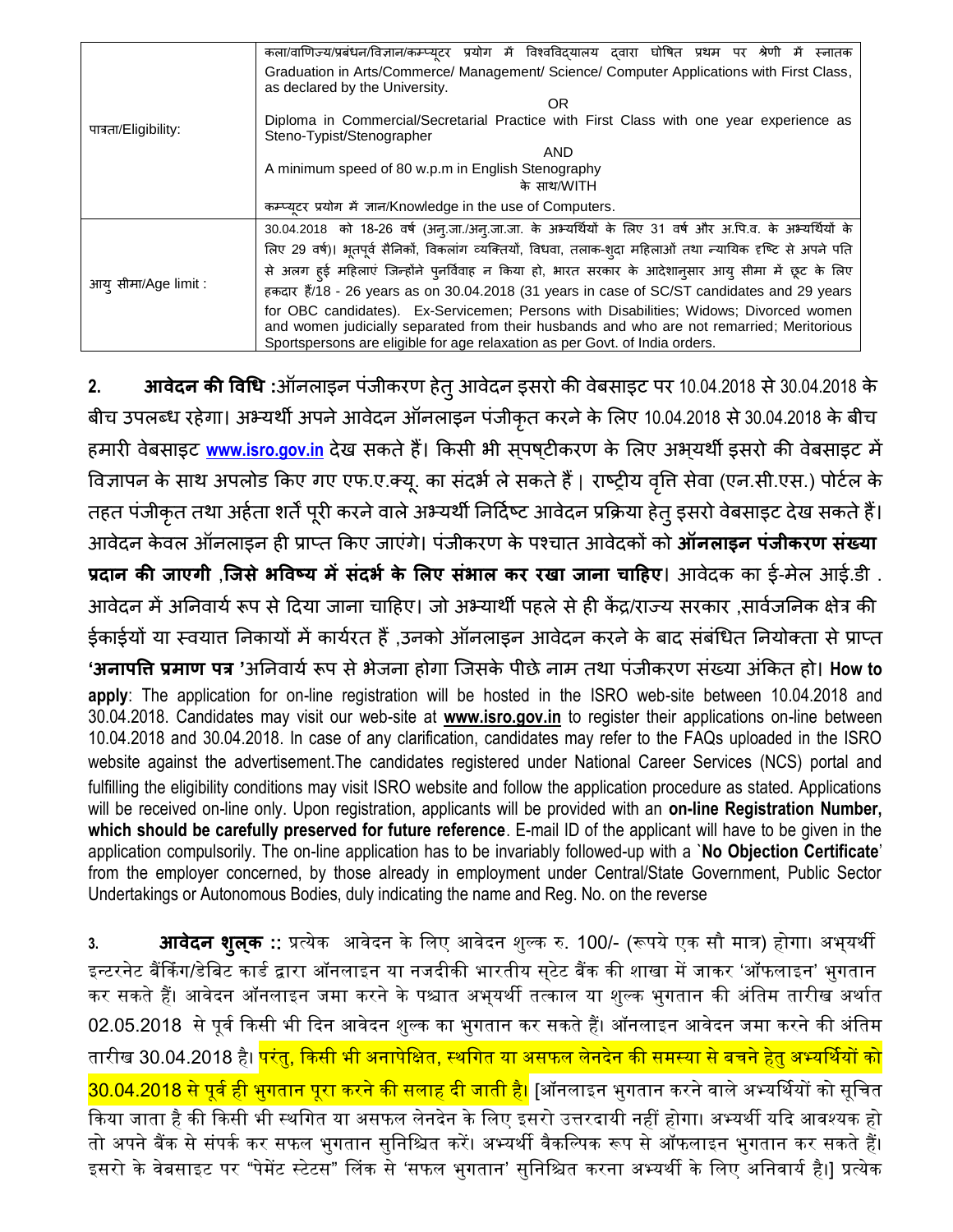| | |
|---|---|
| पात्रता/Eligibility: | कला/वाणिज्य/प्रबंधन/विज्ञान/कम्प्यूटर प्रयोग में विश्वविद्यालय द्वारा घोषित प्रथम पर श्रेणी में स्नातक<br>Graduation in Arts/Commerce/ Management/ Science/ Computer Applications with First Class, as declared by the University.<br>OR<br>Diploma in Commercial/Secretarial Practice with First Class with one year experience as Steno-Typist/Stenographer<br>AND<br>A minimum speed of 80 w.p.m in English Stenography<br>के साथ/WITH<br>कम्प्यूटर प्रयोग में ज्ञान/Knowledge in the use of Computers. |
| आयु सीमा/Age limit : | 30.04.2018 को 18-26 वर्ष (अनु.जा./अनु.ज.जा. के अभ्यर्थियों के लिए 31 वर्ष और अ.पि.व. के अभ्यर्थियों के लिए 29 वर्ष)। भूतपूर्व सैनिकों, विकलांग व्यक्तियों, विधवा, तलाक-शुदा महिलाओं तथा न्यायिक दृष्टि से अपने पति से अलग हुई महिलाएं जिन्होंने पुनर्विवाह न किया हो, भारत सरकार के आदेशानुसार आयु सीमा में छूट के लिए हकदार हैं/18 - 26 years as on 30.04.2018 (31 years in case of SC/ST candidates and 29 years for OBC candidates). Ex-Servicemen; Persons with Disabilities; Widows; Divorced women and women judicially separated from their husbands and who are not remarried; Meritorious Sportspersons are eligible for age relaxation as per Govt. of India orders. |

**2. आवेदन की विधि :**ऑनलाइन पंजीकरण हेतु आवेदन इसरो की वेबसाइट पर 10.04.2018 से 30.04.2018 के बीच उपलब्ध रहेगा। अभ्यर्थी अपने आवेदन ऑनलाइन पंजीकृत करने के लिए 10.04.2018 से 30.04.2018 के बीच हमारी वेबसाइट **www.isro.gov.in** देख सकते हैं। किसी भी स्पष्टीकरण के लिए अभ्यर्थी इसरो की वेबसाइट में विज्ञापन के साथ अपलोड किए गए एफ.ए.क्यू. का संदर्भ ले सकते हैं। राष्ट्रीय वृत्ति सेवा (एन.सी.एस.) पोर्टल के तहत पंजीकृत तथा अर्हता शर्तें पूरी करने वाले अभ्यर्थी निर्दिष्ट आवेदन प्रक्रिया हेतु इसरो वेबसाइट देख सकते हैं। आवेदन केवल ऑनलाइन ही प्राप्त किए जाएंगे। पंजीकरण के पश्चात आवेदकों को **ऑनलाइन पंजीकरण संख्या प्रदान की जाएगी ,जिसे भविष्य में संदर्भ के लिए संभाल कर रखा जाना चाहिए**। आवेदक का ई-मेल आई.डी . आवेदन में अनिवार्य रूप से दिया जाना चाहिए। जो अभ्यार्थी पहले से ही केंद्र/राज्य सरकार ,सार्वजनिक क्षेत्र की ईकाईयों या स्वयात्त निकायों में कार्यरत हैं ,उनको ऑनलाइन आवेदन करने के बाद संबंधित नियोक्ता से प्राप्त **'अनापत्ति प्रमाण पत्र** 'अनिवार्य रूप से भेजना होगा जिसके पीछे नाम तथा पंजीकरण संख्या अंकित हो। **How to apply**: The application for on-line registration will be hosted in the ISRO web-site between 10.04.2018 and 30.04.2018. Candidates may visit our web-site at **www.isro.gov.in** to register their applications on-line between 10.04.2018 and 30.04.2018. In case of any clarification, candidates may refer to the FAQs uploaded in the ISRO website against the advertisement.The candidates registered under National Career Services (NCS) portal and fulfilling the eligibility conditions may visit ISRO website and follow the application procedure as stated. Applications will be received on-line only. Upon registration, applicants will be provided with an **on-line Registration Number, which should be carefully preserved for future reference**. E-mail ID of the applicant will have to be given in the application compulsorily. The on-line application has to be invariably followed-up with a `**No Objection Certificate**' from the employer concerned, by those already in employment under Central/State Government, Public Sector Undertakings or Autonomous Bodies, duly indicating the name and Reg. No. on the reverse

**3. आवेदन शुल्क ::** प्रत्येक आवेदन के लिए आवेदन शुल्क रु. 100/- (रूपये एक सौ मात्र) होगा। अभ्यर्थी इन्टरनेट बैंकिंग/डेबिट कार्ड द्वारा ऑनलाइन या नजदीकी भारतीय स्टेट बैंक की शाखा में जाकर 'ऑफलाइन' भुगतान कर सकते हैं। आवेदन ऑनलाइन जमा करने के पश्चात अभ्यर्थी तत्काल या शुल्क भुगतान की अंतिम तारीख अर्थात 02.05.2018 से पूर्व किसी भी दिन आवेदन शुल्क का भुगतान कर सकते हैं। ऑनलाइन आवेदन जमा करने की अंतिम तारीख 30.04.2018 है। परंतु, किसी भी अनापेक्षित, स्थगित या असफल लेनदेन की समस्या से बचने हेतु अभ्यर्थियों को 30.04.2018 से पूर्व ही भुगतान पूरा करने की सलाह दी जाती है। [ऑनलाइन भुगतान करने वाले अभ्यर्थियों को सूचित किया जाता है की किसी भी स्थगित या असफल लेनदेन के लिए इसरो उत्तरदायी नहीं होगा। अभ्यर्थी यदि आवश्यक हो तो अपने बैंक से संपर्क कर सफल भुगतान सुनिश्चित करें। अभ्यर्थी वैकल्पिक रूप से ऑफलाइन भुगतान कर सकते हैं। इसरो के वेबसाइट पर "पेमेंट स्टेटस" लिंक से 'सफल भुगतान' सुनिश्चित करना अभ्यर्थी के लिए अनिवार्य है।] प्रत्येक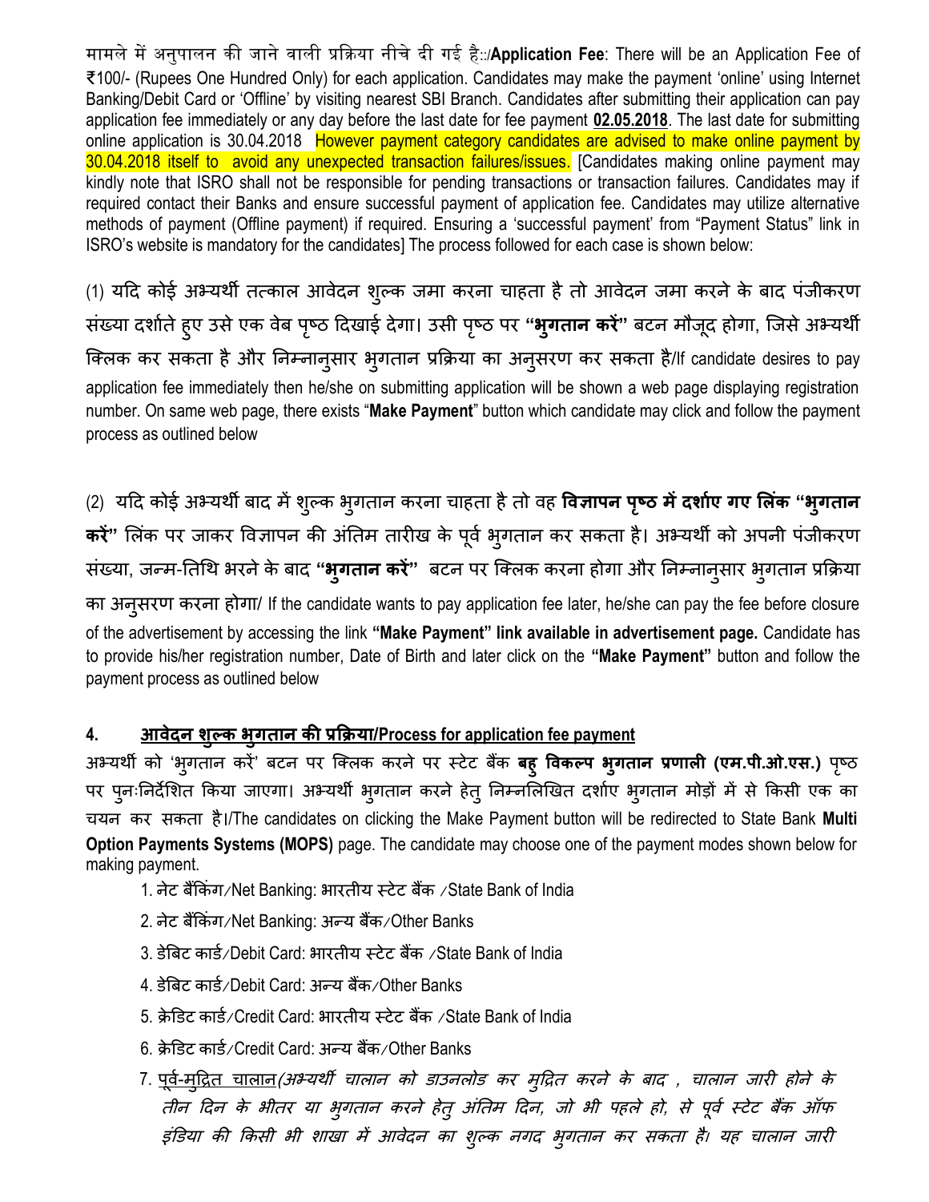मामले में अनुपालन की जाने वाली प्रक्रिया नीचे दी गई है::/**Application Fee**: There will be an Application Fee of ₹100/- (Rupees One Hundred Only) for each application. Candidates may make the payment 'online' using Internet Banking/Debit Card or 'Offline' by visiting nearest SBI Branch. Candidates after submitting their application can pay application fee immediately or any day before the last date for fee payment **02.05.2018**. The last date for submitting online application is 30.04.2018 However payment category candidates are advised to make online payment by 30.04.2018 itself to avoid any unexpected transaction failures/issues. [Candidates making online payment may kindly note that ISRO shall not be responsible for pending transactions or transaction failures. Candidates may if required contact their Banks and ensure successful payment of application fee. Candidates may utilize alternative methods of payment (Offline payment) if required. Ensuring a 'successful payment' from "Payment Status" link in ISRO's website is mandatory for the candidates] The process followed for each case is shown below:

(1) यदि कोई अभ्यर्थी तत्काल आवेदन शुल्क जमा करना चाहता है तो आवेदन जमा करने के बाद पंजीकरण संख्या दर्शाते हुए उसे एक वेब पृष्ठ दिखाई देगा। उसी पृष्ठ पर **"भुगतान करें"** बटन मौजूद होगा, जिसे अभ्यर्थी क्लिक कर सकता है और निम्नानुसार भुगतान प्रक्रिया का अनुसरण कर सकता है/If candidate desires to pay application fee immediately then he/she on submitting application will be shown a web page displaying registration number. On same web page, there exists "**Make Payment**" button which candidate may click and follow the payment process as outlined below

(2) यदि कोई अभ्यर्थी बाद में शुल्क भुगतान करना चाहता है तो वह **विज्ञापन पृष्ठ में दर्शाए गए लिंक "भुगतान करें"** लिंक पर जाकर विज्ञापन की अंतिम तारीख के पूर्व भुगतान कर सकता है। अभ्यर्थी को अपनी पंजीकरण संख्या, जन्म-तिथि भरने के बाद **"भुगतान करें"** बटन पर क्लिक करना होगा और निम्नानुसार भुगतान प्रक्रिया का अनुसरण करना होगा/ If the candidate wants to pay application fee later, he/she can pay the fee before closure of the advertisement by accessing the link **"Make Payment" link available in advertisement page.** Candidate has to provide his/her registration number, Date of Birth and later click on the **"Make Payment"** button and follow the payment process as outlined below

## 4. आवेदन शुल्क भुगतान की प्रक्रिया/Process for application fee payment

अभ्यर्थी को 'भुगतान करें' बटन पर क्लिक करने पर स्टेट बैंक **बहु विकल्प भुगतान प्रणाली (एम.पी.ओ.एस.)** पृष्ठ पर पुनःनिर्देशित किया जाएगा। अभ्यर्थी भुगतान करने हेतु निम्नलिखित दर्शाए भुगतान मोड़ों में से किसी एक का चयन कर सकता है।/The candidates on clicking the Make Payment button will be redirected to State Bank **Multi Option Payments Systems (MOPS)** page. The candidate may choose one of the payment modes shown below for making payment.

1. नेट बैंकिंग/Net Banking: भारतीय स्टेट बैंक /State Bank of India
2. नेट बैंकिंग/Net Banking: अन्य बैंक/Other Banks
3. डेबिट कार्ड/Debit Card: भारतीय स्टेट बैंक /State Bank of India
4. डेबिट कार्ड/Debit Card: अन्य बैंक/Other Banks
5. क्रेडिट कार्ड/Credit Card: भारतीय स्टेट बैंक /State Bank of India
6. क्रेडिट कार्ड/Credit Card: अन्य बैंक/Other Banks
7. पूर्व-मुद्रित चालान*(अभ्यर्थी चालान को डाउनलोड कर मुद्रित करने के बाद , चालान जारी होने के तीन दिन के भीतर या भुगतान करने हेतु अंतिम दिन, जो भी पहले हो, से पूर्व स्टेट बैंक ऑफ इंडिया की किसी भी शाखा में आवेदन का शुल्क नगद भुगतान कर सकता है। यह चालान जारी*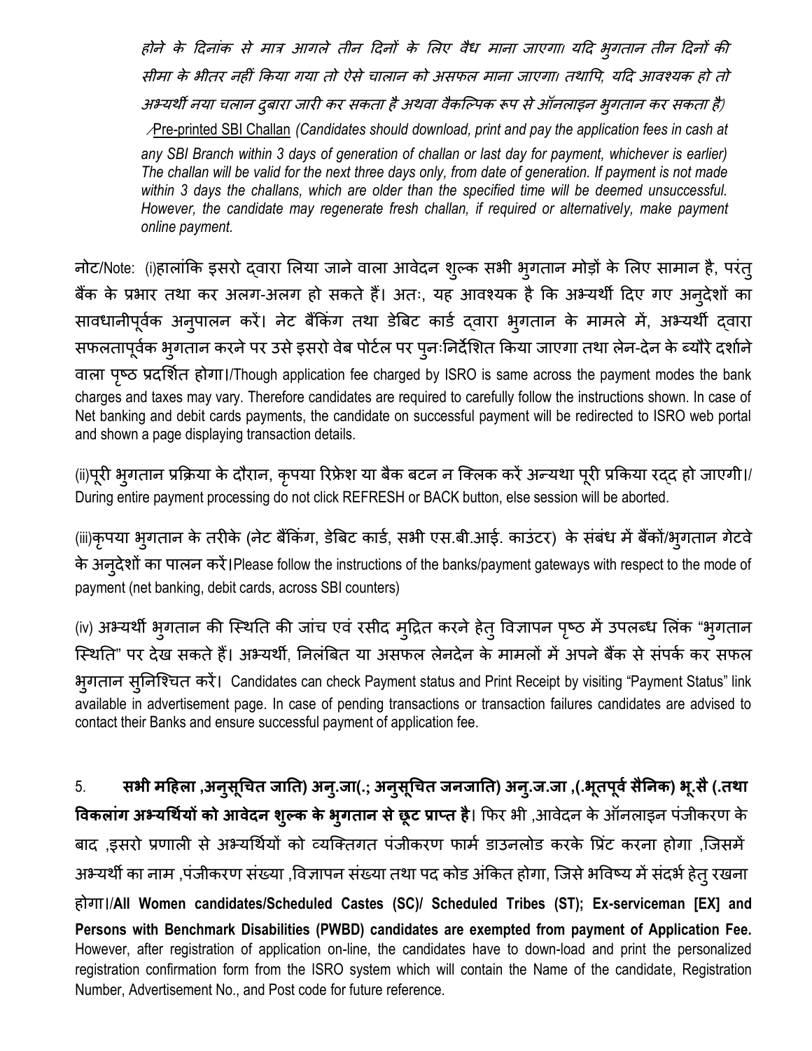*होने के दिनांक से मात्र आगले तीन दिनों के लिए वैध माना जाएगा। यदि भुगतान तीन दिनों की सीमा के भीतर नहीं किया गया तो ऐसे चालान को असफल माना जाएगा। तथापि, यदि आवश्यक हो तो अभ्यर्थी नया चलान दुबारा जारी कर सकता है अथवा वैकल्पिक रूप से ऑनलाइन भुगतान कर सकता है)*

/Pre-printed SBI Challan *(Candidates should download, print and pay the application fees in cash at any SBI Branch within 3 days of generation of challan or last day for payment, whichever is earlier) The challan will be valid for the next three days only, from date of generation. If payment is not made within 3 days the challans, which are older than the specified time will be deemed unsuccessful. However, the candidate may regenerate fresh challan, if required or alternatively, make payment online payment.*

नोट/Note: (i)हालांकि इसरो द्वारा लिया जाने वाला आवेदन शुल्क सभी भुगतान मोड़ों के लिए सामान है, परंतु बैंक के प्रभार तथा कर अलग-अलग हो सकते हैं। अतः, यह आवश्यक है कि अभ्यर्थी दिए गए अनुदेशों का सावधानीपूर्वक अनुपालन करें। नेट बैंकिंग तथा डेबिट कार्ड द्वारा भुगतान के मामले में, अभ्यर्थी द्वारा सफलतापूर्वक भुगतान करने पर उसे इसरो वेब पोर्टल पर पुनःनिर्देशित किया जाएगा तथा लेन-देन के ब्यौरे दर्शाने वाला पृष्ठ प्रदर्शित होगा।/Though application fee charged by ISRO is same across the payment modes the bank charges and taxes may vary. Therefore candidates are required to carefully follow the instructions shown. In case of Net banking and debit cards payments, the candidate on successful payment will be redirected to ISRO web portal and shown a page displaying transaction details.

(ii)पूरी भुगतान प्रक्रिया के दौरान, कृपया रिफ्रेश या बैक बटन न क्लिक करें अन्यथा पूरी प्रकिया रद्द हो जाएगी।/ During entire payment processing do not click REFRESH or BACK button, else session will be aborted.

(iii)कृपया भुगतान के तरीके (नेट बैंकिंग, डेबिट कार्ड, सभी एस.बी.आई. काउंटर) के संबंध में बैंकों/भुगतान गेटवे के अनुदेशों का पालन करें।Please follow the instructions of the banks/payment gateways with respect to the mode of payment (net banking, debit cards, across SBI counters)

(iv) अभ्यर्थी भुगतान की स्थिति की जांच एवं रसीद मुद्रित करने हेतु विज्ञापन पृष्ठ में उपलब्ध लिंक "भुगतान स्थिति" पर देख सकते हैं। अभ्यर्थी, निलंबित या असफल लेनदेन के मामलों में अपने बैंक से संपर्क कर सफल भुगतान सुनिश्चित करें। Candidates can check Payment status and Print Receipt by visiting "Payment Status" link available in advertisement page. In case of pending transactions or transaction failures candidates are advised to contact their Banks and ensure successful payment of application fee.

5. **सभी महिला ,अनुसूचित जाति) अनु.जा(.; अनुसूचित जनजाति) अनु.ज.जा ,(.भूतपूर्व सैनिक) भू.सै (.तथा विकलांग अभ्यर्थियों को आवेदन शुल्क के भुगतान से छूट प्राप्त है।** फिर भी ,आवेदन के ऑनलाइन पंजीकरण के बाद ,इसरो प्रणाली से अभ्यर्थियों को व्यक्तिगत पंजीकरण फार्म डाउनलोड करके प्रिंट करना होगा ,जिसमें अभ्यर्थी का नाम ,पंजीकरण संख्या ,विज्ञापन संख्या तथा पद कोड अंकित होगा, जिसे भविष्य में संदर्भ हेतु रखना होगा।/**All Women candidates/Scheduled Castes (SC)/ Scheduled Tribes (ST); Ex-serviceman [EX] and Persons with Benchmark Disabilities (PWBD) candidates are exempted from payment of Application Fee.** However, after registration of application on-line, the candidates have to down-load and print the personalized registration confirmation form from the ISRO system which will contain the Name of the candidate, Registration Number, Advertisement No., and Post code for future reference.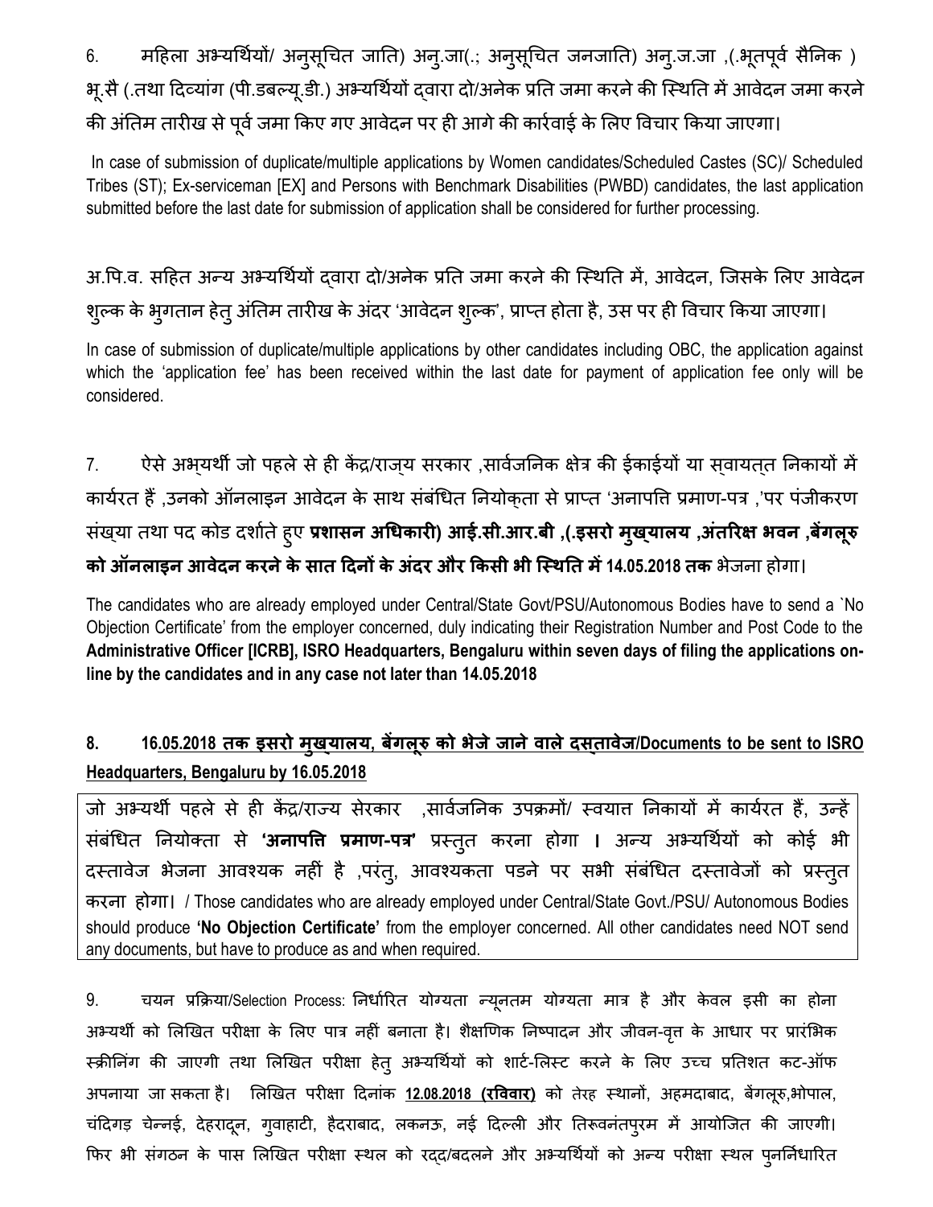6. महिला अभ्यर्थियों/ अनुसूचित जाति) अनु.जा(.; अनुसूचित जनजाति) अनु.ज.जा ,(.भूतपूर्व सैनिक ) भू.सै (.तथा दिव्यांग (पी.डबल्यू.डी.) अभ्यर्थियों द्वारा दो/अनेक प्रति जमा करने की स्थिति में आवेदन जमा करने की अंतिम तारीख से पूर्व जमा किए गए आवेदन पर ही आगे की कार्रवाई के लिए विचार किया जाएगा।

In case of submission of duplicate/multiple applications by Women candidates/Scheduled Castes (SC)/ Scheduled Tribes (ST); Ex-serviceman [EX] and Persons with Benchmark Disabilities (PWBD) candidates, the last application submitted before the last date for submission of application shall be considered for further processing.

अ.पि.व. सहित अन्य अभ्यर्थियों द्वारा दो/अनेक प्रति जमा करने की स्थिति में, आवेदन, जिसके लिए आवेदन शुल्क के भुगतान हेतु अंतिम तारीख के अंदर 'आवेदन शुल्क', प्राप्त होता है, उस पर ही विचार किया जाएगा।

In case of submission of duplicate/multiple applications by other candidates including OBC, the application against which the 'application fee' has been received within the last date for payment of application fee only will be considered.

7. ऐसे अभ्यर्थी जो पहले से ही केंद्र/राज्य सरकार ,सार्वजनिक क्षेत्र की ईकाईयों या स्वायत्त निकायों में कार्यरत हैं ,उनको ऑनलाइन आवेदन के साथ संबंधित नियोक्ता से प्राप्त 'अनापत्ति प्रमाण-पत्र ,'पर पंजीकरण संख्या तथा पद कोड दर्शाते हुए **प्रशासन अधिकारी) आई.सी.आर.बी ,(.इसरो मुख्यालय ,अंतरिक्ष भवन ,बेंगलूरु को ऑनलाइन आवेदन करने के सात दिनों के अंदर और किसी भी स्थिति में 14.05.2018 तक** भेजना होगा।

The candidates who are already employed under Central/State Govt/PSU/Autonomous Bodies have to send a `No Objection Certificate' from the employer concerned, duly indicating their Registration Number and Post Code to the **Administrative Officer [ICRB], ISRO Headquarters, Bengaluru within seven days of filing the applications on-line by the candidates and in any case not later than 14.05.2018**

**8. 16.05.2018 तक इसरो मुख्यालय, बेंगलूरु को भेजे जाने वाले दस्तावेज/Documents to be sent to ISRO Headquarters, Bengaluru by 16.05.2018**

जो अभ्यर्थी पहले से ही केंद्र/राज्य सेरकार ,सार्वजनिक उपक्रमों/ स्वयात्त निकायों में कार्यरत हैं, उन्हें संबंधित नियोक्ता से **'अनापत्ति प्रमाण-पत्र'** प्रस्तुत करना होगा **।** अन्य अभ्यर्थियों को कोई भी दस्तावेज भेजना आवश्यक नहीं है ,परंतु, आवश्यकता पडने पर सभी संबंधित दस्तावेजों को प्रस्तुत करना होगा। / Those candidates who are already employed under Central/State Govt./PSU/ Autonomous Bodies should produce **'No Objection Certificate'** from the employer concerned. All other candidates need NOT send any documents, but have to produce as and when required.

9. चयन प्रक्रिया/Selection Process: निर्धारित योग्यता न्यूनतम योग्यता मात्र है और केवल इसी का होना अभ्यर्थी को लिखित परीक्षा के लिए पात्र नहीं बनाता है। शैक्षणिक निष्पादन और जीवन-वृत्त के आधार पर प्रारंभिक स्क्रीनिंग की जाएगी तथा लिखित परीक्षा हेतु अभ्यर्थियों को शार्ट-लिस्ट करने के लिए उच्च प्रतिशत कट-ऑफ अपनाया जा सकता है। लिखित परीक्षा दिनांक **12.08.2018 (रविवार)** को तेरह स्थानों, अहमदाबाद, बेंगलूरु,भोपाल, चंदिगड़ चेन्नई, देहरादून, गुवाहाटी, हैदराबाद, लकनऊ, नई दिल्ली और तिरूवनंतपुरम में आयोजित की जाएगी। फिर भी संगठन के पास लिखित परीक्षा स्थल को रद्द/बदलने और अभ्यर्थियों को अन्य परीक्षा स्थल पुनर्निधारित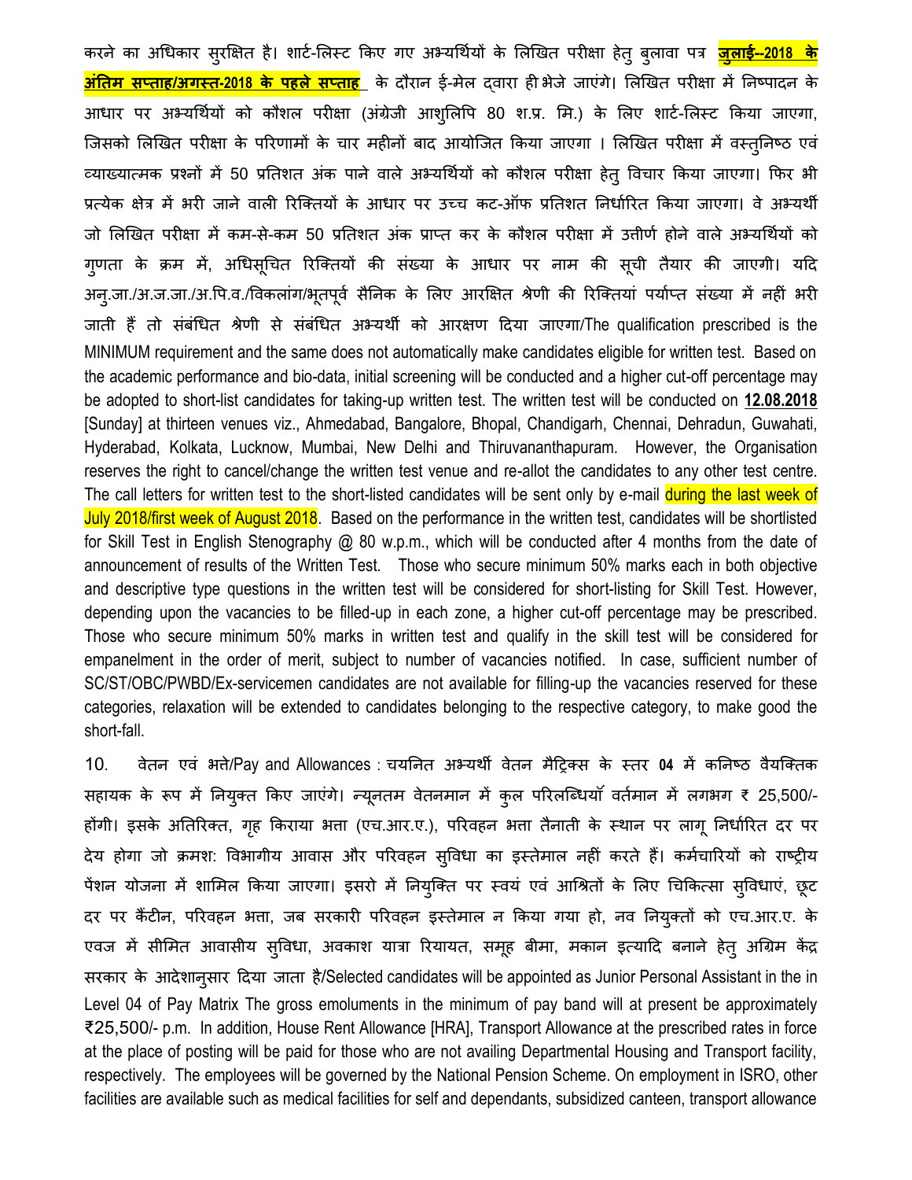करने का अधिकार सुरक्षित है। शार्ट-लिस्ट किए गए अभ्यर्थियों के लिखित परीक्षा हेतु बुलावा पत्र **जुलाई--2018 के अंतिम सप्ताह/अगस्त-2018 के पहले सप्ताह** के दौरान ई-मेल द्वारा ही भेजे जाएंगे। लिखित परीक्षा में निष्पादन के आधार पर अभ्यर्थियों को कौशल परीक्षा (अंग्रेजी आशुलिपि 80 श.प्र. मि.) के लिए शार्ट-लिस्ट किया जाएगा, जिसको लिखित परीक्षा के परिणामों के चार महीनों बाद आयोजित किया जाएगा । लिखित परीक्षा में वस्तुनिष्ठ एवं व्याख्यात्मक प्रश्नों में 50 प्रतिशत अंक पाने वाले अभ्यर्थियों को कौशल परीक्षा हेतु विचार किया जाएगा। फिर भी प्रत्येक क्षेत्र में भरी जाने वाली रिक्तियों के आधार पर उच्च कट-ऑफ प्रतिशत निर्धारित किया जाएगा। वे अभ्यर्थी जो लिखित परीक्षा में कम-से-कम 50 प्रतिशत अंक प्राप्त कर के कौशल परीक्षा में उत्तीर्ण होने वाले अभ्यर्थियों को गुणता के क्रम में, अधिसूचित रिक्तियों की संख्या के आधार पर नाम की सूची तैयार की जाएगी। यदि अनु.जा./अ.ज.जा./अ.पि.व./विकलांग/भूतपूर्व सैनिक के लिए आरक्षित श्रेणी की रिक्तियां पर्याप्त संख्या में नहीं भरी जाती हैं तो संबंधित श्रेणी से संबंधित अभ्यर्थी को आरक्षण दिया जाएगा/The qualification prescribed is the MINIMUM requirement and the same does not automatically make candidates eligible for written test. Based on the academic performance and bio-data, initial screening will be conducted and a higher cut-off percentage may be adopted to short-list candidates for taking-up written test. The written test will be conducted on **12.08.2018** [Sunday] at thirteen venues viz., Ahmedabad, Bangalore, Bhopal, Chandigarh, Chennai, Dehradun, Guwahati, Hyderabad, Kolkata, Lucknow, Mumbai, New Delhi and Thiruvananthapuram. However, the Organisation reserves the right to cancel/change the written test venue and re-allot the candidates to any other test centre. The call letters for written test to the short-listed candidates will be sent only by e-mail during the last week of July 2018/first week of August 2018. Based on the performance in the written test, candidates will be shortlisted for Skill Test in English Stenography @ 80 w.p.m., which will be conducted after 4 months from the date of announcement of results of the Written Test. Those who secure minimum 50% marks each in both objective and descriptive type questions in the written test will be considered for short-listing for Skill Test. However, depending upon the vacancies to be filled-up in each zone, a higher cut-off percentage may be prescribed. Those who secure minimum 50% marks in written test and qualify in the skill test will be considered for empanelment in the order of merit, subject to number of vacancies notified. In case, sufficient number of SC/ST/OBC/PWBD/Ex-servicemen candidates are not available for filling-up the vacancies reserved for these categories, relaxation will be extended to candidates belonging to the respective category, to make good the short-fall.

10. वेतन एवं भत्ते/Pay and Allowances : चयनित अभ्यर्थी वेतन मैट्रिक्स के स्तर **04** में कनिष्ठ वैयक्तिक सहायक के रूप में नियुक्त किए जाएंगे। न्यूनतम वेतनमान में कुल परिलब्धियाँ वर्तमान में लगभग ₹ 25,500/- होंगी। इसके अतिरिक्त, गृह किराया भत्ता (एच.आर.ए.), परिवहन भत्ता तैनाती के स्थान पर लागू निर्धारित दर पर देय होगा जो क्रमश: विभागीय आवास और परिवहन सुविधा का इस्तेमाल नहीं करते हैं। कर्मचारियों को राष्ट्रीय पेंशन योजना में शामिल किया जाएगा। इसरो में नियुक्ति पर स्वयं एवं आश्रितों के लिए चिकित्सा सुविधाएं, छूट दर पर कैंटीन, परिवहन भत्ता, जब सरकारी परिवहन इस्तेमाल न किया गया हो, नव नियुक्तों को एच.आर.ए. के एवज में सीमित आवासीय सुविधा, अवकाश यात्रा रियायत, समूह बीमा, मकान इत्यादि बनाने हेतु अग्रिम केंद्र सरकार के आदेशानुसार दिया जाता है/Selected candidates will be appointed as Junior Personal Assistant in the in Level 04 of Pay Matrix The gross emoluments in the minimum of pay band will at present be approximately ₹25,500/- p.m. In addition, House Rent Allowance [HRA], Transport Allowance at the prescribed rates in force at the place of posting will be paid for those who are not availing Departmental Housing and Transport facility, respectively. The employees will be governed by the National Pension Scheme. On employment in ISRO, other facilities are available such as medical facilities for self and dependants, subsidized canteen, transport allowance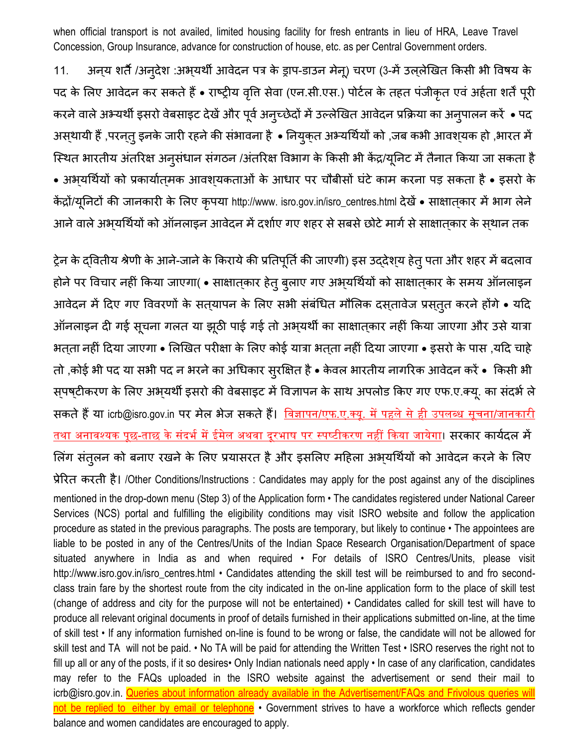when official transport is not availed, limited housing facility for fresh entrants in lieu of HRA, Leave Travel Concession, Group Insurance, advance for construction of house, etc. as per Central Government orders.

11. अन्य शर्तें /अनुदेश :अभ्यर्थी आवेदन पत्र के ड्राप-डाउन मेनू) चरण (3-में उल्लेखित किसी भी विषय के पद के लिए आवेदन कर सकते हैं • राष्ट्रीय वृत्ति सेवा (एन.सी.एस.) पोर्टल के तहत पंजीकृत एवं अर्हता शर्तें पूरी करने वाले अभ्यर्थी इसरो वेबसाइट देखें और पूर्व अनुच्छेदों में उल्लेखित आवेदन प्रक्रिया का अनुपालन करें • पद अस्थायी हैं ,परन्तु इनके जारी रहने की संभावना है • नियुक्त अभ्यर्थियों को ,जब कभी आवश्यक हो ,भारत में स्थित भारतीय अंतरिक्ष अनुसंधान संगठन /अंतरिक्ष विभाग के किसी भी केंद्र/यूनिट में तैनात किया जा सकता है • अभ्यर्थियों को प्रकार्यात्मक आवश्यकताओं के आधार पर चौबीसों घंटे काम करना पड़ सकता है • इसरो के केंद्रों/यूनिटों की जानकारी के लिए कृपया http://www. isro.gov.in/isro_centres.html देखें • साक्षात्कार में भाग लेने आने वाले अभ्यर्थियों को ऑनलाइन आवेदन में दर्शाए गए शहर से सबसे छोटे मार्ग से साक्षात्कार के स्थान तक

ट्रेन के द्वितीय श्रेणी के आने-जाने के किराये की प्रतिपूर्ति की जाएगी) इस उद्देश्य हेतु पता और शहर में बदलाव होने पर विचार नहीं किया जाएगा( • साक्षात्कार हेतु बुलाए गए अभ्यर्थियों को साक्षात्कार के समय ऑनलाइन आवेदन में दिए गए विवरणों के सत्यापन के लिए सभी संबंधित मौलिक दस्तावेज प्रस्तुत करने होंगे • यदि ऑनलाइन दी गई सूचना गलत या झूठी पाई गई तो अभ्यर्थी का साक्षात्कार नहीं किया जाएगा और उसे यात्रा भत्ता नहीं दिया जाएगा • लिखित परीक्षा के लिए कोई यात्रा भत्ता नहीं दिया जाएगा • इसरो के पास ,यदि चाहे तो ,कोई भी पद या सभी पद न भरने का अधिकार सुरक्षित है • केवल भारतीय नागरिक आवेदन करें • किसी भी सपष्टीकरण के लिए अभ्यर्थी इसरो की वेबसाइट में विज्ञापन के साथ अपलोड किए गए एफ.ए.क्यू. का संदर्भ ले सकते हैं या icrb@isro.gov.in पर मेल भेज सकते हैं। विज्ञापन/एफ.ए.क्यू. में पहले से ही उपलब्ध सूचना/जानकारी तथा अनावश्यक पूछ-ताछ के संदर्भ में ईमेल अथवा दूरभाष पर स्पष्टीकरण नहीं किया जायेगा। सरकार कार्यदल में लिंग संतुलन को बनाए रखने के लिए प्रयासरत है और इसलिए महिला अभ्यर्थियों को आवेदन करने के लिए प्रेरित करती है। /Other Conditions/Instructions : Candidates may apply for the post against any of the disciplines mentioned in the drop-down menu (Step 3) of the Application form • The candidates registered under National Career Services (NCS) portal and fulfilling the eligibility conditions may visit ISRO website and follow the application procedure as stated in the previous paragraphs. The posts are temporary, but likely to continue • The appointees are liable to be posted in any of the Centres/Units of the Indian Space Research Organisation/Department of space situated anywhere in India as and when required • For details of ISRO Centres/Units, please visit http://www.isro.gov.in/isro_centres.html • Candidates attending the skill test will be reimbursed to and fro second-class train fare by the shortest route from the city indicated in the on-line application form to the place of skill test (change of address and city for the purpose will not be entertained) • Candidates called for skill test will have to produce all relevant original documents in proof of details furnished in their applications submitted on-line, at the time of skill test • If any information furnished on-line is found to be wrong or false, the candidate will not be allowed for skill test and TA will not be paid. • No TA will be paid for attending the Written Test • ISRO reserves the right not to fill up all or any of the posts, if it so desires• Only Indian nationals need apply • In case of any clarification, candidates may refer to the FAQs uploaded in the ISRO website against the advertisement or send their mail to icrb@isro.gov.in. Queries about information already available in the Advertisement/FAQs and Frivolous queries will not be replied to either by email or telephone • Government strives to have a workforce which reflects gender balance and women candidates are encouraged to apply.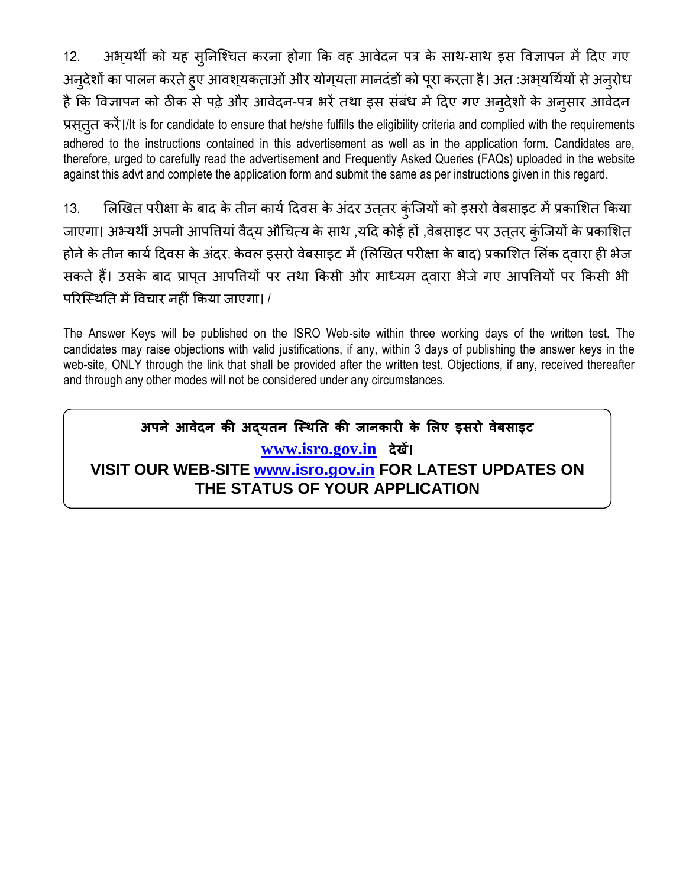12. अभ्यर्थी को यह सुनिश्चित करना होगा कि वह आवेदन पत्र के साथ-साथ इस विज्ञापन में दिए गए अनुदेशों का पालन करते हुए आवश्यकताओं और योग्यता मानदंडों को पूरा करता है। अत :अभ्यर्थियों से अनुरोध है कि विज्ञापन को ठीक से पढ़े और आवेदन-पत्र भरें तथा इस संबंध में दिए गए अनुदेशों के अनुसार आवेदन प्रस्तुत करें।/It is for candidate to ensure that he/she fulfills the eligibility criteria and complied with the requirements adhered to the instructions contained in this advertisement as well as in the application form. Candidates are, therefore, urged to carefully read the advertisement and Frequently Asked Queries (FAQs) uploaded in the website against this advt and complete the application form and submit the same as per instructions given in this regard.

13. लिखित परीक्षा के बाद के तीन कार्य दिवस के अंदर उत्तर कुंजियों को इसरो वेबसाइट में प्रकाशित किया जाएगा। अभ्यर्थी अपनी आपत्तियां वैद्य औचित्य के साथ ,यदि कोई हों ,वेबसाइट पर उत्तर कुंजियों के प्रकाशित होने के तीन कार्य दिवस के अंदर, केवल इसरो वेबसाइट में (लिखित परीक्षा के बाद) प्रकाशित लिंक द्वारा ही भेज सकते हैं। उसके बाद प्राप्त आपत्तियों पर तथा किसी और माध्यम द्वारा भेजे गए आपत्तियों पर किसी भी परिस्थिति में विचार नहीं किया जाएगा। /

The Answer Keys will be published on the ISRO Web-site within three working days of the written test. The candidates may raise objections with valid justifications, if any, within 3 days of publishing the answer keys in the web-site, ONLY through the link that shall be provided after the written test. Objections, if any, received thereafter and through any other modes will not be considered under any circumstances.

**अपने आवेदन की अद्यतन स्थिति की जानकारी के लिए इसरो वेबसाइट www.isro.gov.in देखें।**

**VISIT OUR WEB-SITE www.isro.gov.in FOR LATEST UPDATES ON THE STATUS OF YOUR APPLICATION**